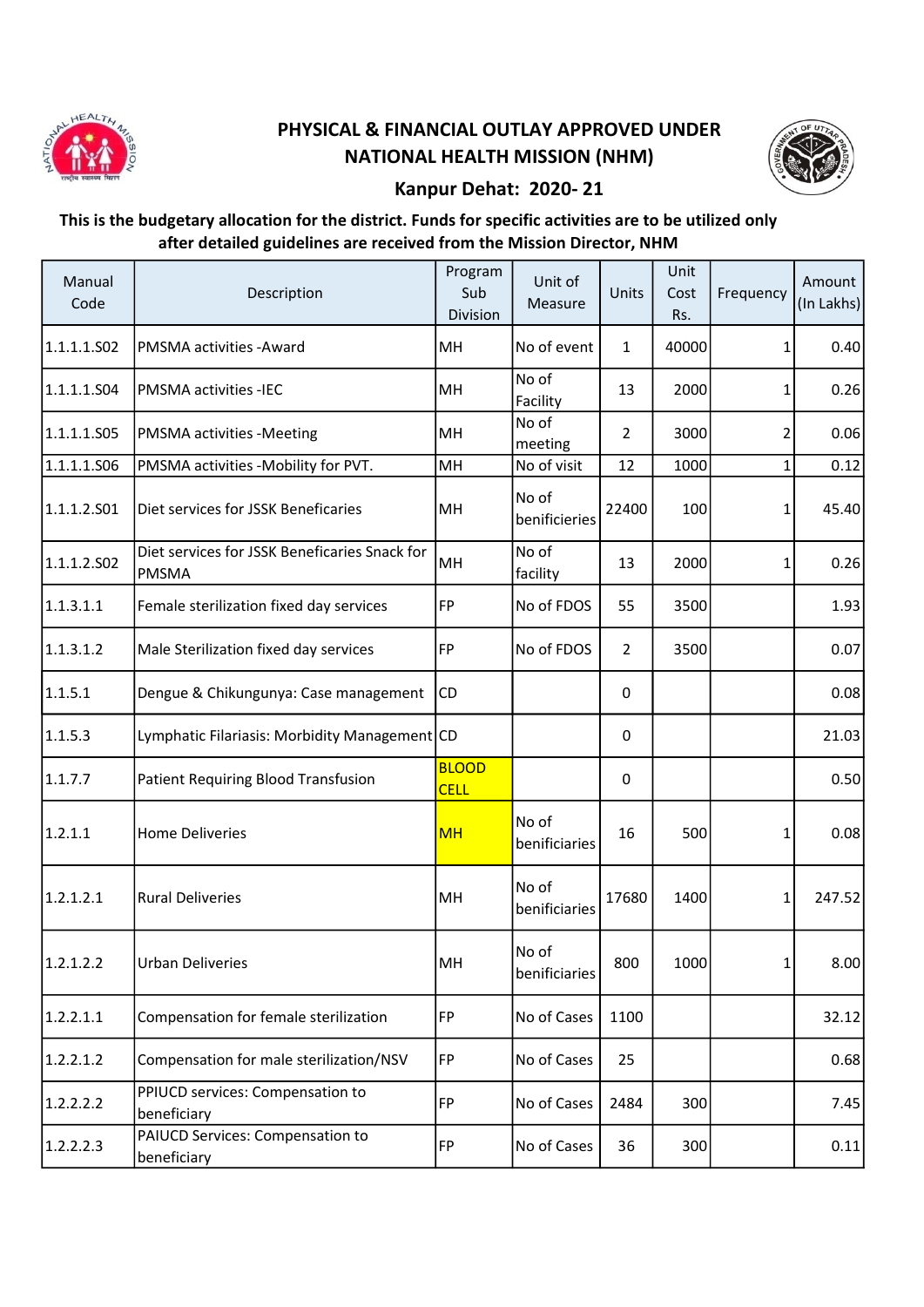# PHYSICAL & FINANCIAL OUTLAY APPROVED UNDER NATIONAL HEALTH MISSION (NHM)

## Kanpur Dehat: 2020- 21

**This is the budgetary allocation for the district. Funds for specific activities are to be utilized only after detailed guidelines are received from the Mission Director, NHM**

| Manual Code | Description | Program Sub Division | Unit of Measure | Units | Unit Cost Rs. | Frequency | Amount (In Lakhs) |
|---|---|---|---|---|---|---|---|
| 1.1.1.1.S02 | PMSMA activities -Award | MH | No of event | 1 | 40000 | 1 | 0.40 |
| 1.1.1.1.S04 | PMSMA activities -IEC | MH | No of Facility | 13 | 2000 | 1 | 0.26 |
| 1.1.1.1.S05 | PMSMA activities -Meeting | MH | No of meeting | 2 | 3000 | 2 | 0.06 |
| 1.1.1.1.S06 | PMSMA activities -Mobility for PVT. | MH | No of visit | 12 | 1000 | 1 | 0.12 |
| 1.1.1.2.S01 | Diet services for JSSK Beneficaries | MH | No of benificieries | 22400 | 100 | 1 | 45.40 |
| 1.1.1.2.S02 | Diet services for JSSK Beneficaries Snack for PMSMA | MH | No of facility | 13 | 2000 | 1 | 0.26 |
| 1.1.3.1.1 | Female sterilization fixed day services | FP | No of FDOS | 55 | 3500 | | 1.93 |
| 1.1.3.1.2 | Male Sterilization fixed day services | FP | No of FDOS | 2 | 3500 | | 0.07 |
| 1.1.5.1 | Dengue & Chikungunya: Case management | CD | | 0 | | | 0.08 |
| 1.1.5.3 | Lymphatic Filariasis: Morbidity Management | CD | | 0 | | | 21.03 |
| 1.1.7.7 | Patient Requiring Blood Transfusion | BLOOD CELL | | 0 | | | 0.50 |
| 1.2.1.1 | Home Deliveries | MH | No of benificieries | 16 | 500 | 1 | 0.08 |
| 1.2.1.2.1 | Rural Deliveries | MH | No of benificieries | 17680 | 1400 | 1 | 247.52 |
| 1.2.1.2.2 | Urban Deliveries | MH | No of benificieries | 800 | 1000 | 1 | 8.00 |
| 1.2.2.1.1 | Compensation for female sterilization | FP | No of Cases | 1100 | | | 32.12 |
| 1.2.2.1.2 | Compensation for male sterilization/NSV | FP | No of Cases | 25 | | | 0.68 |
| 1.2.2.2.2 | PPIUCD services: Compensation to beneficiary | FP | No of Cases | 2484 | 300 | | 7.45 |
| 1.2.2.2.3 | PAIUCD Services: Compensation to beneficiary | FP | No of Cases | 36 | 300 | | 0.11 |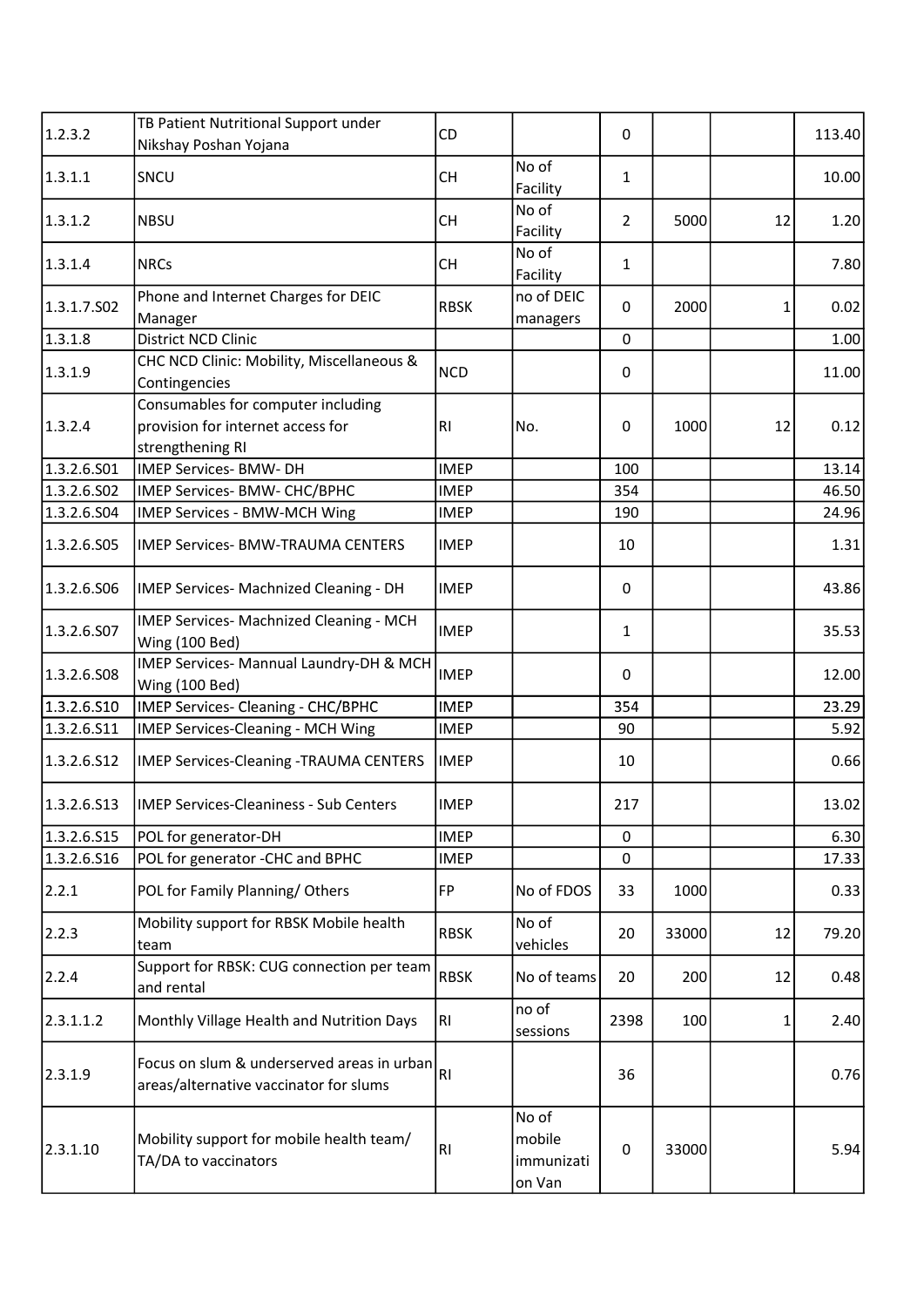| | | | | | | | |
|---|---|---|---|---|---|---|---|
| 1.2.3.2 | TB Patient Nutritional Support under Nikshay Poshan Yojana | CD | | 0 | | | 113.40 |
| 1.3.1.1 | SNCU | CH | No of Facility | 1 | | | 10.00 |
| 1.3.1.2 | NBSU | CH | No of Facility | 2 | 5000 | 12 | 1.20 |
| 1.3.1.4 | NRCs | CH | No of Facility | 1 | | | 7.80 |
| 1.3.1.7.S02 | Phone and Internet Charges for DEIC Manager | RBSK | no of DEIC managers | 0 | 2000 | 1 | 0.02 |
| 1.3.1.8 | District NCD Clinic | | | 0 | | | 1.00 |
| 1.3.1.9 | CHC NCD Clinic: Mobility, Miscellaneous & Contingencies | NCD | | 0 | | | 11.00 |
| 1.3.2.4 | Consumables for computer including provision for internet access for strengthening RI | RI | No. | 0 | 1000 | 12 | 0.12 |
| 1.3.2.6.S01 | IMEP Services- BMW- DH | IMEP | | 100 | | | 13.14 |
| 1.3.2.6.S02 | IMEP Services- BMW- CHC/BPHC | IMEP | | 354 | | | 46.50 |
| 1.3.2.6.S04 | IMEP Services - BMW-MCH Wing | IMEP | | 190 | | | 24.96 |
| 1.3.2.6.S05 | IMEP Services- BMW-TRAUMA CENTERS | IMEP | | 10 | | | 1.31 |
| 1.3.2.6.S06 | IMEP Services- Machnized Cleaning - DH | IMEP | | 0 | | | 43.86 |
| 1.3.2.6.S07 | IMEP Services- Machnized Cleaning - MCH Wing (100 Bed) | IMEP | | 1 | | | 35.53 |
| 1.3.2.6.S08 | IMEP Services- Mannual Laundry-DH & MCH Wing (100 Bed) | IMEP | | 0 | | | 12.00 |
| 1.3.2.6.S10 | IMEP Services- Cleaning - CHC/BPHC | IMEP | | 354 | | | 23.29 |
| 1.3.2.6.S11 | IMEP Services-Cleaning - MCH Wing | IMEP | | 90 | | | 5.92 |
| 1.3.2.6.S12 | IMEP Services-Cleaning -TRAUMA CENTERS | IMEP | | 10 | | | 0.66 |
| 1.3.2.6.S13 | IMEP Services-Cleaniness - Sub Centers | IMEP | | 217 | | | 13.02 |
| 1.3.2.6.S15 | POL for generator-DH | IMEP | | 0 | | | 6.30 |
| 1.3.2.6.S16 | POL for generator -CHC and BPHC | IMEP | | 0 | | | 17.33 |
| 2.2.1 | POL for Family Planning/ Others | FP | No of FDOS | 33 | 1000 | | 0.33 |
| 2.2.3 | Mobility support for RBSK Mobile health team | RBSK | No of vehicles | 20 | 33000 | 12 | 79.20 |
| 2.2.4 | Support for RBSK: CUG connection per team and rental | RBSK | No of teams | 20 | 200 | 12 | 0.48 |
| 2.3.1.1.2 | Monthly Village Health and Nutrition Days | RI | no of sessions | 2398 | 100 | 1 | 2.40 |
| 2.3.1.9 | Focus on slum & underserved areas in urban areas/alternative vaccinator for slums | RI | | 36 | | | 0.76 |
| 2.3.1.10 | Mobility support for mobile health team/ TA/DA to vaccinators | RI | No of mobile immunization Van | 0 | 33000 | | 5.94 |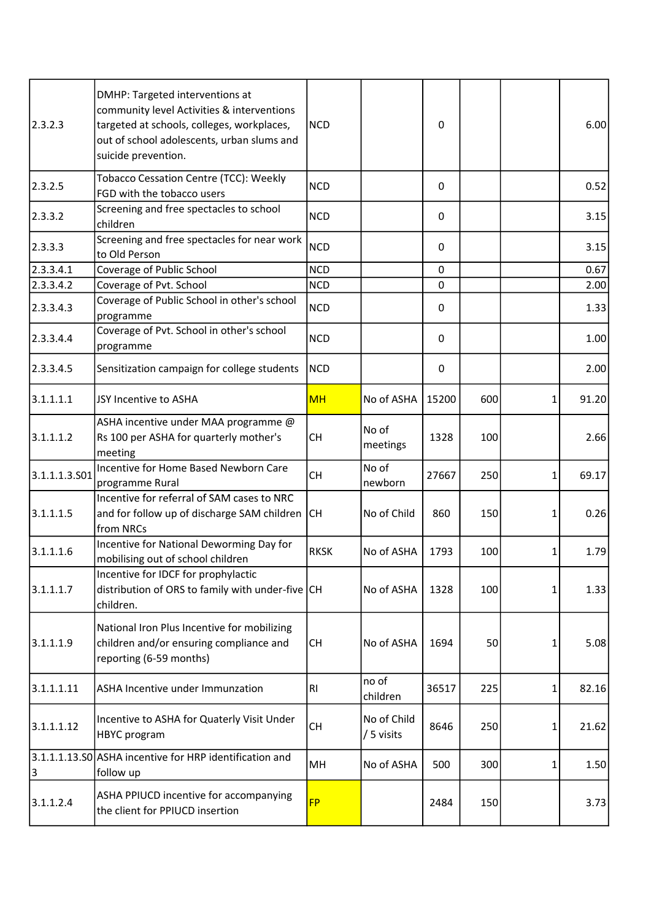| | | | | | | | |
|---|---|---|---|---|---|---|---|
| 2.3.2.3 | DMHP: Targeted interventions at community level Activities & interventions targeted at schools, colleges, workplaces, out of school adolescents, urban slums and suicide prevention. | NCD | | 0 | | | 6.00 |
| 2.3.2.5 | Tobacco Cessation Centre (TCC): Weekly FGD with the tobacco users | NCD | | 0 | | | 0.52 |
| 2.3.3.2 | Screening and free spectacles to school children | NCD | | 0 | | | 3.15 |
| 2.3.3.3 | Screening and free spectacles for near work to Old Person | NCD | | 0 | | | 3.15 |
| 2.3.3.4.1 | Coverage of Public School | NCD | | 0 | | | 0.67 |
| 2.3.3.4.2 | Coverage of Pvt. School | NCD | | 0 | | | 2.00 |
| 2.3.3.4.3 | Coverage of Public School in other's school programme | NCD | | 0 | | | 1.33 |
| 2.3.3.4.4 | Coverage of Pvt. School in other's school programme | NCD | | 0 | | | 1.00 |
| 2.3.3.4.5 | Sensitization campaign for college students | NCD | | 0 | | | 2.00 |
| 3.1.1.1.1 | JSY Incentive to ASHA | MH | No of ASHA | 15200 | 600 | 1 | 91.20 |
| 3.1.1.1.2 | ASHA incentive under MAA programme @ Rs 100 per ASHA for quarterly mother's meeting | CH | No of meetings | 1328 | 100 | | 2.66 |
| 3.1.1.1.3.S01 | Incentive for Home Based Newborn Care programme Rural | CH | No of newborn | 27667 | 250 | 1 | 69.17 |
| 3.1.1.1.5 | Incentive for referral of SAM cases to NRC and for follow up of discharge SAM children from NRCs | CH | No of Child | 860 | 150 | 1 | 0.26 |
| 3.1.1.1.6 | Incentive for National Deworming Day for mobilising out of school children | RKSK | No of ASHA | 1793 | 100 | 1 | 1.79 |
| 3.1.1.1.7 | Incentive for IDCF for prophylactic distribution of ORS to family with under-five children. | CH | No of ASHA | 1328 | 100 | 1 | 1.33 |
| 3.1.1.1.9 | National Iron Plus Incentive for mobilizing children and/or ensuring compliance and reporting (6-59 months) | CH | No of ASHA | 1694 | 50 | 1 | 5.08 |
| 3.1.1.1.11 | ASHA Incentive under Immunzation | RI | no of children | 36517 | 225 | 1 | 82.16 |
| 3.1.1.1.12 | Incentive to ASHA for Quaterly Visit Under HBYC program | CH | No of Child / 5 visits | 8646 | 250 | 1 | 21.62 |
| 3.1.1.1.13.S03 | ASHA incentive for HRP identification and follow up | MH | No of ASHA | 500 | 300 | 1 | 1.50 |
| 3.1.1.2.4 | ASHA PPIUCD incentive for accompanying the client for PPIUCD insertion | FP | | 2484 | 150 | | 3.73 |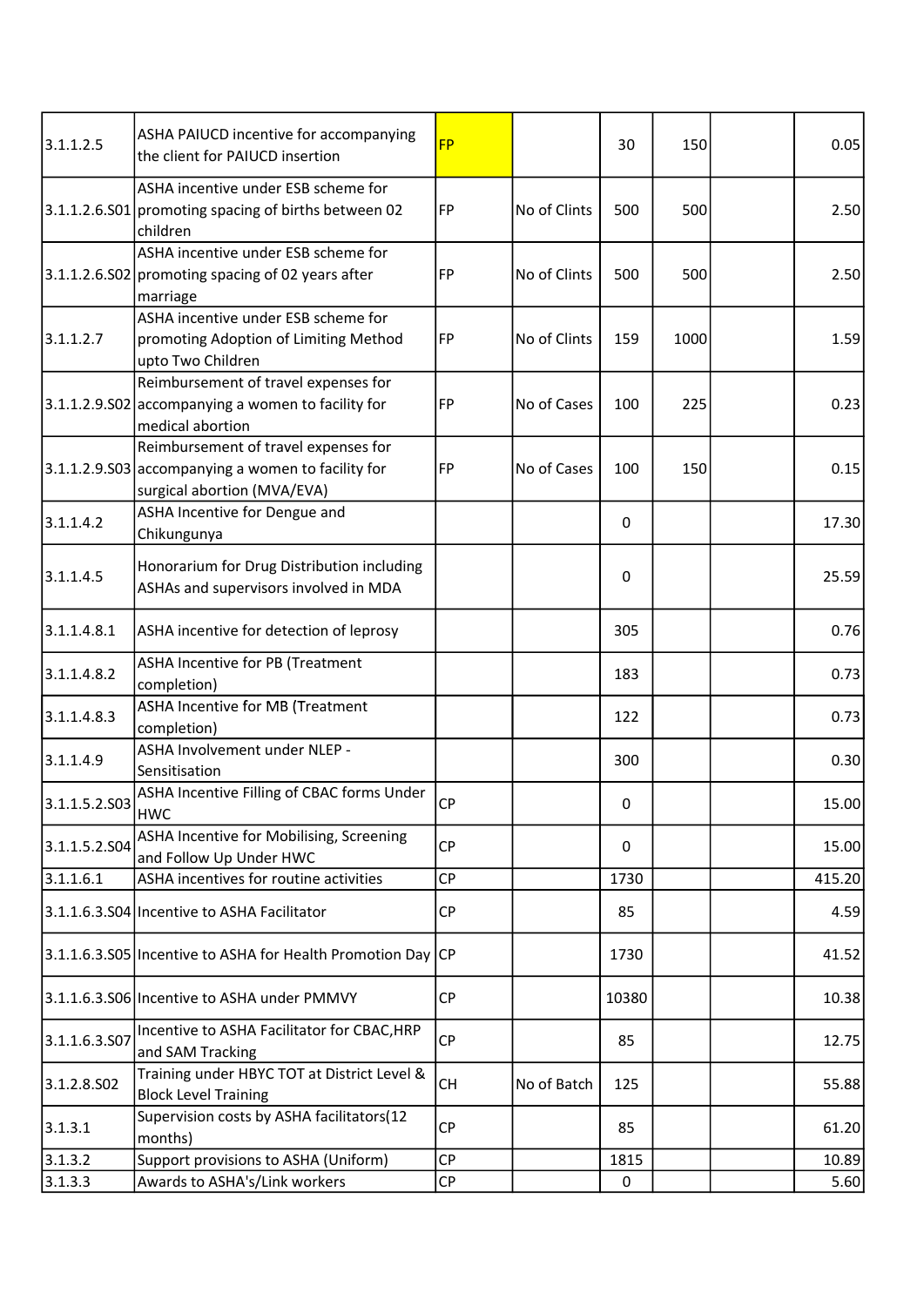| | | | | | | | |
|---|---|---|---|---|---|---|---|
| 3.1.1.2.5 | ASHA PAIUCD incentive for accompanying the client for PAIUCD insertion | FP | | 30 | 150 | | 0.05 |
| 3.1.1.2.6.S01 | ASHA incentive under ESB scheme for promoting spacing of births between 02 children | FP | No of Clints | 500 | 500 | | 2.50 |
| 3.1.1.2.6.S02 | ASHA incentive under ESB scheme for promoting spacing of 02 years after marriage | FP | No of Clints | 500 | 500 | | 2.50 |
| 3.1.1.2.7 | ASHA incentive under ESB scheme for promoting Adoption of Limiting Method upto Two Children | FP | No of Clints | 159 | 1000 | | 1.59 |
| 3.1.1.2.9.S02 | Reimbursement of travel expenses for accompanying a women to facility for medical abortion | FP | No of Cases | 100 | 225 | | 0.23 |
| 3.1.1.2.9.S03 | Reimbursement of travel expenses for accompanying a women to facility for surgical abortion (MVA/EVA) | FP | No of Cases | 100 | 150 | | 0.15 |
| 3.1.1.4.2 | ASHA Incentive for Dengue and Chikungunya | | | 0 | | | 17.30 |
| 3.1.1.4.5 | Honorarium for Drug Distribution including ASHAs and supervisors involved in MDA | | | 0 | | | 25.59 |
| 3.1.1.4.8.1 | ASHA incentive for detection of leprosy | | | 305 | | | 0.76 |
| 3.1.1.4.8.2 | ASHA Incentive for PB (Treatment completion) | | | 183 | | | 0.73 |
| 3.1.1.4.8.3 | ASHA Incentive for MB (Treatment completion) | | | 122 | | | 0.73 |
| 3.1.1.4.9 | ASHA Involvement under NLEP - Sensitisation | | | 300 | | | 0.30 |
| 3.1.1.5.2.S03 | ASHA Incentive Filling of CBAC forms Under HWC | CP | | 0 | | | 15.00 |
| 3.1.1.5.2.S04 | ASHA Incentive for Mobilising, Screening and Follow Up Under HWC | CP | | 0 | | | 15.00 |
| 3.1.1.6.1 | ASHA incentives for routine activities | CP | | 1730 | | | 415.20 |
| 3.1.1.6.3.S04 | Incentive to ASHA Facilitator | CP | | 85 | | | 4.59 |
| 3.1.1.6.3.S05 | Incentive to ASHA for Health Promotion Day | CP | | 1730 | | | 41.52 |
| 3.1.1.6.3.S06 | Incentive to ASHA under PMMVY | CP | | 10380 | | | 10.38 |
| 3.1.1.6.3.S07 | Incentive to ASHA Facilitator for CBAC,HRP and SAM Tracking | CP | | 85 | | | 12.75 |
| 3.1.2.8.S02 | Training under HBYC TOT at District Level & Block Level Training | CH | No of Batch | 125 | | | 55.88 |
| 3.1.3.1 | Supervision costs by ASHA facilitators(12 months) | CP | | 85 | | | 61.20 |
| 3.1.3.2 | Support provisions to ASHA (Uniform) | CP | | 1815 | | | 10.89 |
| 3.1.3.3 | Awards to ASHA's/Link workers | CP | | 0 | | | 5.60 |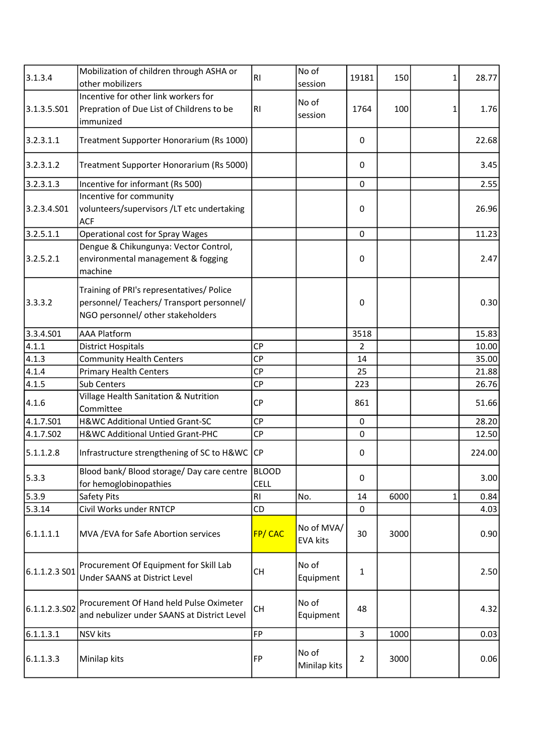| | | | | | | | |
|---|---|---|---|---|---|---|---|
| 3.1.3.4 | Mobilization of children through ASHA or other mobilizers | RI | No of session | 19181 | 150 | 1 | 28.77 |
| 3.1.3.5.S01 | Incentive for other link workers for Prepration of Due List of Childrens to be immunized | RI | No of session | 1764 | 100 | 1 | 1.76 |
| 3.2.3.1.1 | Treatment Supporter Honorarium (Rs 1000) | | | 0 | | | 22.68 |
| 3.2.3.1.2 | Treatment Supporter Honorarium (Rs 5000) | | | 0 | | | 3.45 |
| 3.2.3.1.3 | Incentive for informant (Rs 500) | | | 0 | | | 2.55 |
| 3.2.3.4.S01 | Incentive for community volunteers/supervisors /LT etc undertaking ACF | | | 0 | | | 26.96 |
| 3.2.5.1.1 | Operational cost for Spray Wages | | | 0 | | | 11.23 |
| 3.2.5.2.1 | Dengue & Chikungunya: Vector Control, environmental management & fogging machine | | | 0 | | | 2.47 |
| 3.3.3.2 | Training of PRI's representatives/ Police personnel/ Teachers/ Transport personnel/ NGO personnel/ other stakeholders | | | 0 | | | 0.30 |
| 3.3.4.S01 | AAA Platform | | | 3518 | | | 15.83 |
| 4.1.1 | District Hospitals | CP | | 2 | | | 10.00 |
| 4.1.3 | Community Health Centers | CP | | 14 | | | 35.00 |
| 4.1.4 | Primary Health Centers | CP | | 25 | | | 21.88 |
| 4.1.5 | Sub Centers | CP | | 223 | | | 26.76 |
| 4.1.6 | Village Health Sanitation & Nutrition Committee | CP | | 861 | | | 51.66 |
| 4.1.7.S01 | H&WC Additional Untied Grant-SC | CP | | 0 | | | 28.20 |
| 4.1.7.S02 | H&WC Additional Untied Grant-PHC | CP | | 0 | | | 12.50 |
| 5.1.1.2.8 | Infrastructure strengthening of SC to H&WC | CP | | 0 | | | 224.00 |
| 5.3.3 | Blood bank/ Blood storage/ Day care centre for hemoglobinopathies | BLOOD CELL | | 0 | | | 3.00 |
| 5.3.9 | Safety Pits | RI | No. | 14 | 6000 | 1 | 0.84 |
| 5.3.14 | Civil Works under RNTCP | CD | | 0 | | | 4.03 |
| 6.1.1.1.1 | MVA /EVA for Safe Abortion services | FP/ CAC | No of MVA/ EVA kits | 30 | 3000 | | 0.90 |
| 6.1.1.2.3 S01 | Procurement Of Equipment for Skill Lab Under SAANS at District Level | CH | No of Equipment | 1 | | | 2.50 |
| 6.1.1.2.3.S02 | Procurement Of Hand held Pulse Oximeter and nebulizer under SAANS at District Level | CH | No of Equipment | 48 | | | 4.32 |
| 6.1.1.3.1 | NSV kits | FP | | 3 | 1000 | | 0.03 |
| 6.1.1.3.3 | Minilap kits | FP | No of Minilap kits | 2 | 3000 | | 0.06 |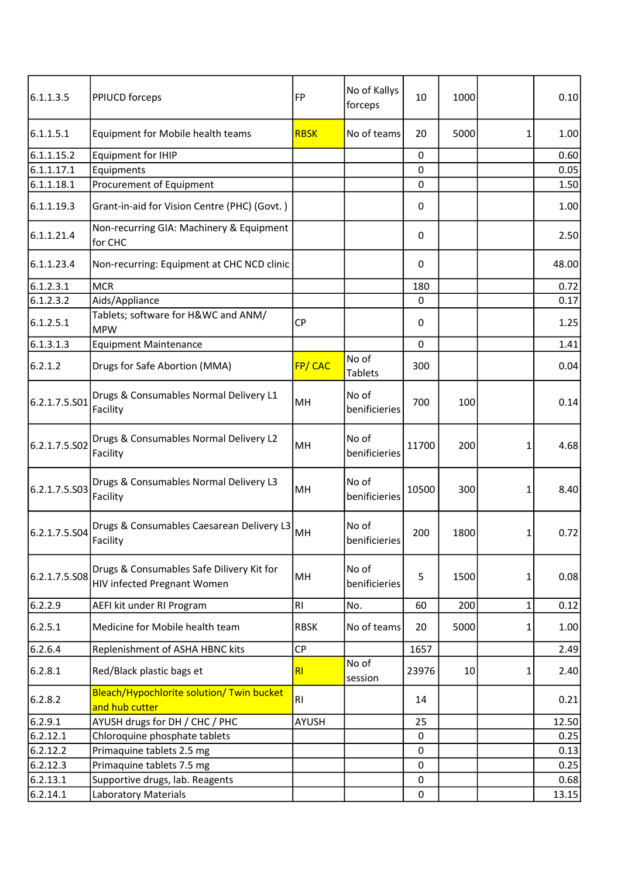| | | | | | | | |
|---|---|---|---|---|---|---|---|
| 6.1.1.3.5 | PPIUCD forceps | FP | No of Kallys forceps | 10 | 1000 | | 0.10 |
| 6.1.1.5.1 | Equipment for Mobile health teams | RBSK | No of teams | 20 | 5000 | 1 | 1.00 |
| 6.1.1.15.2 | Equipment for IHIP | | | 0 | | | 0.60 |
| 6.1.1.17.1 | Equipments | | | 0 | | | 0.05 |
| 6.1.1.18.1 | Procurement of Equipment | | | 0 | | | 1.50 |
| 6.1.1.19.3 | Grant-in-aid for Vision Centre (PHC) (Govt. ) | | | 0 | | | 1.00 |
| 6.1.1.21.4 | Non-recurring GIA: Machinery & Equipment for CHC | | | 0 | | | 2.50 |
| 6.1.1.23.4 | Non-recurring: Equipment at CHC NCD clinic | | | 0 | | | 48.00 |
| 6.1.2.3.1 | MCR | | | 180 | | | 0.72 |
| 6.1.2.3.2 | Aids/Appliance | | | 0 | | | 0.17 |
| 6.1.2.5.1 | Tablets; software for H&WC and ANM/ MPW | CP | | 0 | | | 1.25 |
| 6.1.3.1.3 | Equipment Maintenance | | | 0 | | | 1.41 |
| 6.2.1.2 | Drugs for Safe Abortion (MMA) | FP/ CAC | No of Tablets | 300 | | | 0.04 |
| 6.2.1.7.5.S01 | Drugs & Consumables Normal Delivery L1 Facility | MH | No of benificieries | 700 | 100 | | 0.14 |
| 6.2.1.7.5.S02 | Drugs & Consumables Normal Delivery L2 Facility | MH | No of benificieries | 11700 | 200 | 1 | 4.68 |
| 6.2.1.7.5.S03 | Drugs & Consumables Normal Delivery L3 Facility | MH | No of benificieries | 10500 | 300 | 1 | 8.40 |
| 6.2.1.7.5.S04 | Drugs & Consumables Caesarean Delivery L3 Facility | MH | No of benificieries | 200 | 1800 | 1 | 0.72 |
| 6.2.1.7.5.S08 | Drugs & Consumables Safe Dilivery Kit for HIV infected Pregnant Women | MH | No of benificieries | 5 | 1500 | 1 | 0.08 |
| 6.2.2.9 | AEFI kit under RI Program | RI | No. | 60 | 200 | 1 | 0.12 |
| 6.2.5.1 | Medicine for Mobile health team | RBSK | No of teams | 20 | 5000 | 1 | 1.00 |
| 6.2.6.4 | Replenishment of ASHA HBNC kits | CP | | 1657 | | | 2.49 |
| 6.2.8.1 | Red/Black plastic bags et | RI | No of session | 23976 | 10 | 1 | 2.40 |
| 6.2.8.2 | Bleach/Hypochlorite solution/ Twin bucket and hub cutter | RI | | 14 | | | 0.21 |
| 6.2.9.1 | AYUSH drugs for DH / CHC / PHC | AYUSH | | 25 | | | 12.50 |
| 6.2.12.1 | Chloroquine phosphate tablets | | | 0 | | | 0.25 |
| 6.2.12.2 | Primaquine tablets 2.5 mg | | | 0 | | | 0.13 |
| 6.2.12.3 | Primaquine tablets 7.5 mg | | | 0 | | | 0.25 |
| 6.2.13.1 | Supportive drugs, lab. Reagents | | | 0 | | | 0.68 |
| 6.2.14.1 | Laboratory Materials | | | 0 | | | 13.15 |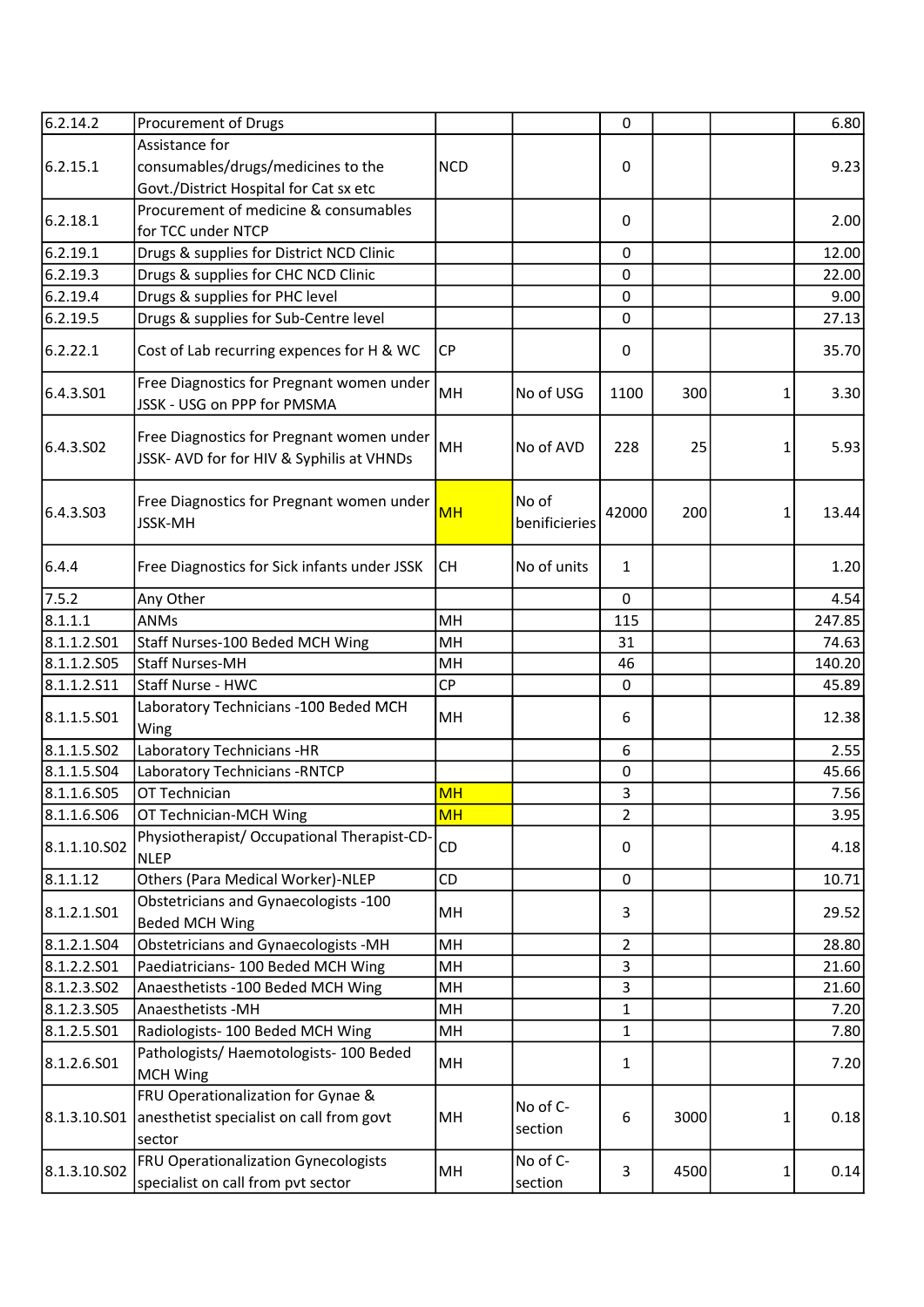| | | | | | | | |
|---|---|---|---|---|---|---|---|
| 6.2.14.2 | Procurement of Drugs | | | 0 | | | 6.80 |
| 6.2.15.1 | Assistance for consumables/drugs/medicines to the Govt./District Hospital for Cat sx etc | NCD | | 0 | | | 9.23 |
| 6.2.18.1 | Procurement of medicine & consumables for TCC under NTCP | | | 0 | | | 2.00 |
| 6.2.19.1 | Drugs & supplies for District NCD Clinic | | | 0 | | | 12.00 |
| 6.2.19.3 | Drugs & supplies for CHC NCD Clinic | | | 0 | | | 22.00 |
| 6.2.19.4 | Drugs & supplies for PHC level | | | 0 | | | 9.00 |
| 6.2.19.5 | Drugs & supplies for Sub-Centre level | | | 0 | | | 27.13 |
| 6.2.22.1 | Cost of Lab recurring expences for H & WC | CP | | 0 | | | 35.70 |
| 6.4.3.S01 | Free Diagnostics for Pregnant women under JSSK - USG on PPP for PMSMA | MH | No of USG | 1100 | 300 | 1 | 3.30 |
| 6.4.3.S02 | Free Diagnostics for Pregnant women under JSSK- AVD for for HIV & Syphilis at VHNDs | MH | No of AVD | 228 | 25 | 1 | 5.93 |
| 6.4.3.S03 | Free Diagnostics for Pregnant women under JSSK-MH | MH | No of benificieries | 42000 | 200 | 1 | 13.44 |
| 6.4.4 | Free Diagnostics for Sick infants under JSSK | CH | No of units | 1 | | | 1.20 |
| 7.5.2 | Any Other | | | 0 | | | 4.54 |
| 8.1.1.1 | ANMs | MH | | 115 | | | 247.85 |
| 8.1.1.2.S01 | Staff Nurses-100 Beded MCH Wing | MH | | 31 | | | 74.63 |
| 8.1.1.2.S05 | Staff Nurses-MH | MH | | 46 | | | 140.20 |
| 8.1.1.2.S11 | Staff Nurse - HWC | CP | | 0 | | | 45.89 |
| 8.1.1.5.S01 | Laboratory Technicians -100 Beded MCH Wing | MH | | 6 | | | 12.38 |
| 8.1.1.5.S02 | Laboratory Technicians -HR | | | 6 | | | 2.55 |
| 8.1.1.5.S04 | Laboratory Technicians -RNTCP | | | 0 | | | 45.66 |
| 8.1.1.6.S05 | OT Technician | MH | | 3 | | | 7.56 |
| 8.1.1.6.S06 | OT Technician-MCH Wing | MH | | 2 | | | 3.95 |
| 8.1.1.10.S02 | Physiotherapist/ Occupational Therapist-CD-NLEP | CD | | 0 | | | 4.18 |
| 8.1.1.12 | Others (Para Medical Worker)-NLEP | CD | | 0 | | | 10.71 |
| 8.1.2.1.S01 | Obstetricians and Gynaecologists -100 Beded MCH Wing | MH | | 3 | | | 29.52 |
| 8.1.2.1.S04 | Obstetricians and Gynaecologists -MH | MH | | 2 | | | 28.80 |
| 8.1.2.2.S01 | Paediatricians- 100 Beded MCH Wing | MH | | 3 | | | 21.60 |
| 8.1.2.3.S02 | Anaesthetists -100 Beded MCH Wing | MH | | 3 | | | 21.60 |
| 8.1.2.3.S05 | Anaesthetists -MH | MH | | 1 | | | 7.20 |
| 8.1.2.5.S01 | Radiologists- 100 Beded MCH Wing | MH | | 1 | | | 7.80 |
| 8.1.2.6.S01 | Pathologists/ Haemotologists- 100 Beded MCH Wing | MH | | 1 | | | 7.20 |
| 8.1.3.10.S01 | FRU Operationalization for Gynae & anesthetist specialist on call from govt sector | MH | No of C-section | 6 | 3000 | 1 | 0.18 |
| 8.1.3.10.S02 | FRU Operationalization Gynecologists specialist on call from pvt sector | MH | No of C-section | 3 | 4500 | 1 | 0.14 |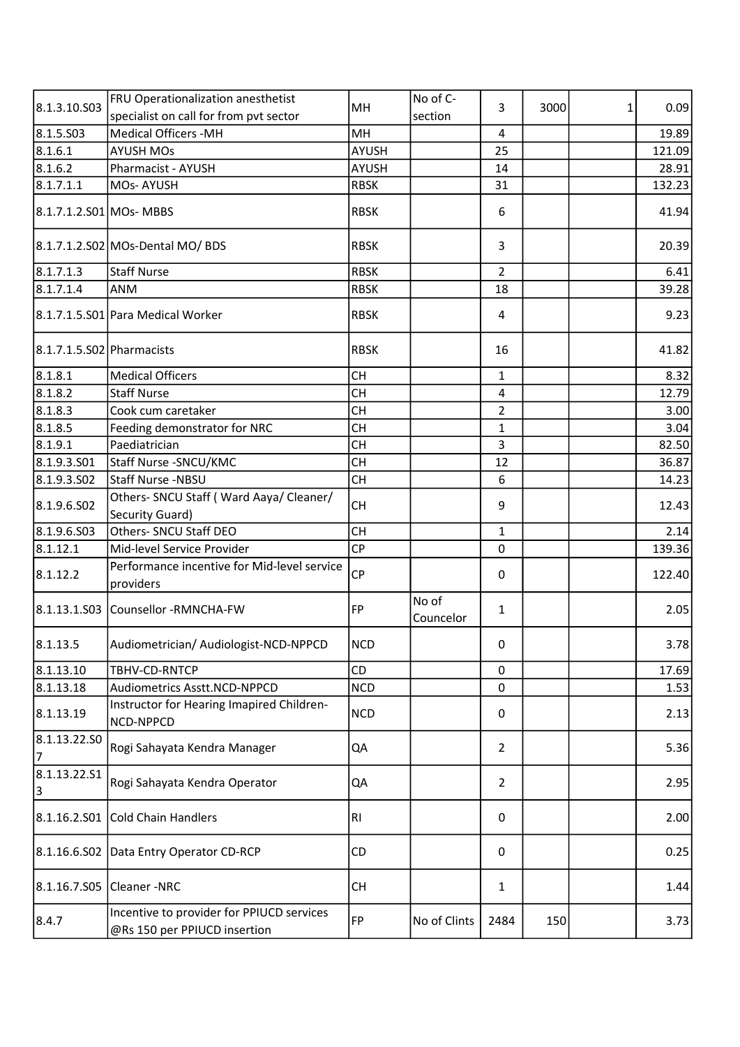| | | | | | | | |
|---|---|---|---|---|---|---|---|
| 8.1.3.10.S03 | FRU Operationalization anesthetist specialist on call for from pvt sector | MH | No of C-section | 3 | 3000 | 1 | 0.09 |
| 8.1.5.S03 | Medical Officers -MH | MH | | 4 | | | 19.89 |
| 8.1.6.1 | AYUSH MOs | AYUSH | | 25 | | | 121.09 |
| 8.1.6.2 | Pharmacist - AYUSH | AYUSH | | 14 | | | 28.91 |
| 8.1.7.1.1 | MOs- AYUSH | RBSK | | 31 | | | 132.23 |
| 8.1.7.1.2.S01 | MOs- MBBS | RBSK | | 6 | | | 41.94 |
| 8.1.7.1.2.S02 | MOs-Dental MO/ BDS | RBSK | | 3 | | | 20.39 |
| 8.1.7.1.3 | Staff Nurse | RBSK | | 2 | | | 6.41 |
| 8.1.7.1.4 | ANM | RBSK | | 18 | | | 39.28 |
| 8.1.7.1.5.S01 | Para Medical Worker | RBSK | | 4 | | | 9.23 |
| 8.1.7.1.5.S02 | Pharmacists | RBSK | | 16 | | | 41.82 |
| 8.1.8.1 | Medical Officers | CH | | 1 | | | 8.32 |
| 8.1.8.2 | Staff Nurse | CH | | 4 | | | 12.79 |
| 8.1.8.3 | Cook cum caretaker | CH | | 2 | | | 3.00 |
| 8.1.8.5 | Feeding demonstrator for NRC | CH | | 1 | | | 3.04 |
| 8.1.9.1 | Paediatrician | CH | | 3 | | | 82.50 |
| 8.1.9.3.S01 | Staff Nurse -SNCU/KMC | CH | | 12 | | | 36.87 |
| 8.1.9.3.S02 | Staff Nurse -NBSU | CH | | 6 | | | 14.23 |
| 8.1.9.6.S02 | Others- SNCU Staff ( Ward Aaya/ Cleaner/ Security Guard) | CH | | 9 | | | 12.43 |
| 8.1.9.6.S03 | Others- SNCU Staff DEO | CH | | 1 | | | 2.14 |
| 8.1.12.1 | Mid-level Service Provider | CP | | 0 | | | 139.36 |
| 8.1.12.2 | Performance incentive for Mid-level service providers | CP | | 0 | | | 122.40 |
| 8.1.13.1.S03 | Counsellor -RMNCHA-FW | FP | No of Councelor | 1 | | | 2.05 |
| 8.1.13.5 | Audiometrician/ Audiologist-NCD-NPPCD | NCD | | 0 | | | 3.78 |
| 8.1.13.10 | TBHV-CD-RNTCP | CD | | 0 | | | 17.69 |
| 8.1.13.18 | Audiometrics Asstt.NCD-NPPCD | NCD | | 0 | | | 1.53 |
| 8.1.13.19 | Instructor for Hearing Imapired Children-NCD-NPPCD | NCD | | 0 | | | 2.13 |
| 8.1.13.22.S07 | Rogi Sahayata Kendra Manager | QA | | 2 | | | 5.36 |
| 8.1.13.22.S13 | Rogi Sahayata Kendra Operator | QA | | 2 | | | 2.95 |
| 8.1.16.2.S01 | Cold Chain Handlers | RI | | 0 | | | 2.00 |
| 8.1.16.6.S02 | Data Entry Operator CD-RCP | CD | | 0 | | | 0.25 |
| 8.1.16.7.S05 | Cleaner -NRC | CH | | 1 | | | 1.44 |
| 8.4.7 | Incentive to provider for PPIUCD services @Rs 150 per PPIUCD insertion | FP | No of Clints | 2484 | 150 | | 3.73 |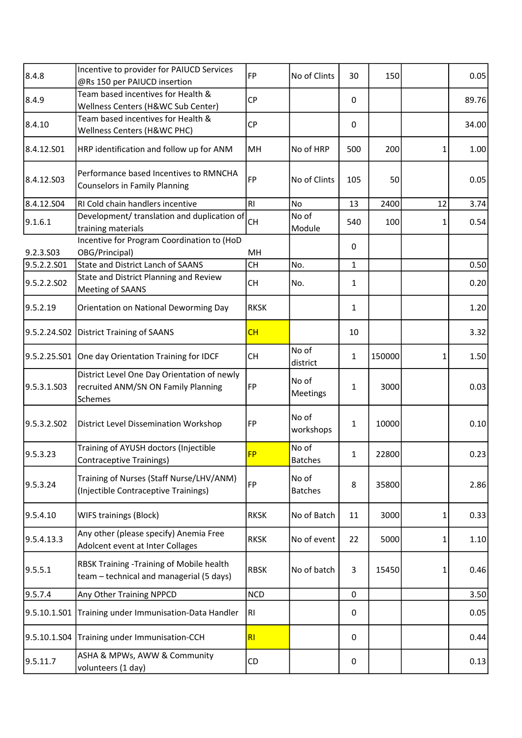| 8.4.8 | Incentive to provider for PAIUCD Services @Rs 150 per PAIUCD insertion | FP | No of Clints | 30 | 150 | | 0.05 |
|---|---|---|---|---|---|---|---|
| 8.4.9 | Team based incentives for Health & Wellness Centers (H&WC Sub Center) | CP | | 0 | | | 89.76 |
| 8.4.10 | Team based incentives for Health & Wellness Centers (H&WC PHC) | CP | | 0 | | | 34.00 |
| 8.4.12.S01 | HRP identification and follow up for ANM | MH | No of HRP | 500 | 200 | 1 | 1.00 |
| 8.4.12.S03 | Performance based Incentives to RMNCHA Counselors in Family Planning | FP | No of Clints | 105 | 50 | | 0.05 |
| 8.4.12.S04 | RI Cold chain handlers incentive | RI | No | 13 | 2400 | 12 | 3.74 |
| 9.1.6.1 | Development/ translation and duplication of training materials | CH | No of Module | 540 | 100 | 1 | 0.54 |
| 9.2.3.S03 | Incentive for Program Coordination to (HoD OBG/Principal) | MH | | 0 | | | |
| 9.5.2.2.S01 | State and District Lanch of SAANS | CH | No. | 1 | | | 0.50 |
| 9.5.2.2.S02 | State and District Planning and Review Meeting of SAANS | CH | No. | 1 | | | 0.20 |
| 9.5.2.19 | Orientation on National Deworming Day | RKSK | | 1 | | | 1.20 |
| 9.5.2.24.S02 | District Training of SAANS | CH | | 10 | | | 3.32 |
| 9.5.2.25.S01 | One day Orientation Training for IDCF | CH | No of district | 1 | 150000 | 1 | 1.50 |
| 9.5.3.1.S03 | District Level One Day Orientation of newly recruited ANM/SN ON Family Planning Schemes | FP | No of Meetings | 1 | 3000 | | 0.03 |
| 9.5.3.2.S02 | District Level Dissemination Workshop | FP | No of workshops | 1 | 10000 | | 0.10 |
| 9.5.3.23 | Training of AYUSH doctors (Injectible Contraceptive Trainings) | FP | No of Batches | 1 | 22800 | | 0.23 |
| 9.5.3.24 | Training of Nurses (Staff Nurse/LHV/ANM) (Injectible Contraceptive Trainings) | FP | No of Batches | 8 | 35800 | | 2.86 |
| 9.5.4.10 | WIFS trainings (Block) | RKSK | No of Batch | 11 | 3000 | 1 | 0.33 |
| 9.5.4.13.3 | Any other (please specify) Anemia Free Adolcent event at Inter Collages | RKSK | No of event | 22 | 5000 | 1 | 1.10 |
| 9.5.5.1 | RBSK Training -Training of Mobile health team – technical and managerial (5 days) | RBSK | No of batch | 3 | 15450 | 1 | 0.46 |
| 9.5.7.4 | Any Other Training NPPCD | NCD | | 0 | | | 3.50 |
| 9.5.10.1.S01 | Training under Immunisation-Data Handler | RI | | 0 | | | 0.05 |
| 9.5.10.1.S04 | Training under Immunisation-CCH | RI | | 0 | | | 0.44 |
| 9.5.11.7 | ASHA & MPWs, AWW & Community volunteers (1 day) | CD | | 0 | | | 0.13 |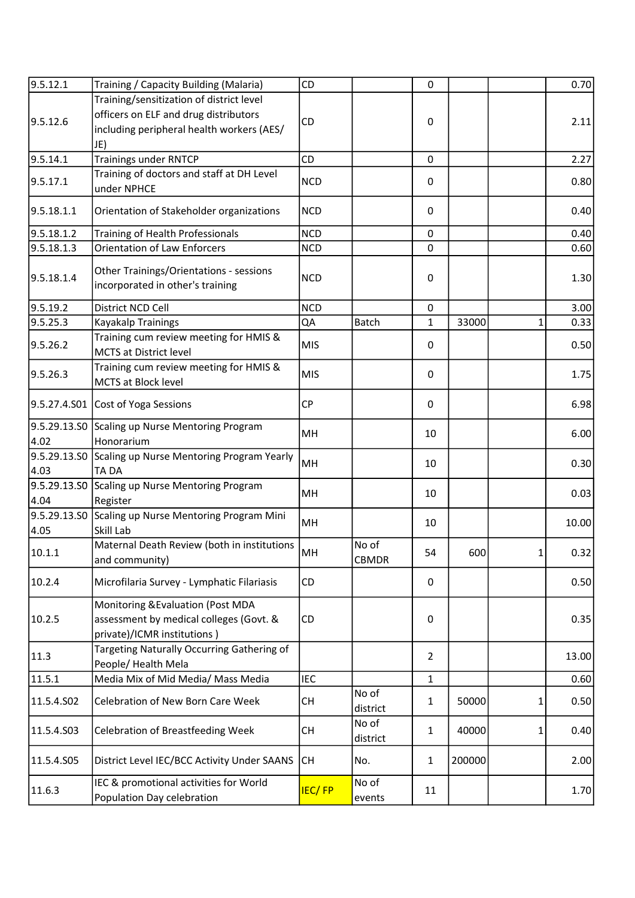| | | | | | | | |
|---|---|---|---|---|---|---|---|
| 9.5.12.1 | Training / Capacity Building (Malaria) | CD | | 0 | | | 0.70 |
| 9.5.12.6 | Training/sensitization of district level officers on ELF and drug distributors including peripheral health workers (AES/ JE) | CD | | 0 | | | 2.11 |
| 9.5.14.1 | Trainings under RNTCP | CD | | 0 | | | 2.27 |
| 9.5.17.1 | Training of doctors and staff at DH Level under NPHCE | NCD | | 0 | | | 0.80 |
| 9.5.18.1.1 | Orientation of Stakeholder organizations | NCD | | 0 | | | 0.40 |
| 9.5.18.1.2 | Training of Health Professionals | NCD | | 0 | | | 0.40 |
| 9.5.18.1.3 | Orientation of Law Enforcers | NCD | | 0 | | | 0.60 |
| 9.5.18.1.4 | Other Trainings/Orientations - sessions incorporated in other's training | NCD | | 0 | | | 1.30 |
| 9.5.19.2 | District NCD Cell | NCD | | 0 | | | 3.00 |
| 9.5.25.3 | Kayakalp Trainings | QA | Batch | 1 | 33000 | 1 | 0.33 |
| 9.5.26.2 | Training cum review meeting for HMIS & MCTS at District level | MIS | | 0 | | | 0.50 |
| 9.5.26.3 | Training cum review meeting for HMIS & MCTS at Block level | MIS | | 0 | | | 1.75 |
| 9.5.27.4.S01 | Cost of Yoga Sessions | CP | | 0 | | | 6.98 |
| 9.5.29.13.S04.02 | Scaling up Nurse Mentoring Program Honorarium | MH | | 10 | | | 6.00 |
| 9.5.29.13.S04.03 | Scaling up Nurse Mentoring Program Yearly TA DA | MH | | 10 | | | 0.30 |
| 9.5.29.13.S04.04 | Scaling up Nurse Mentoring Program Register | MH | | 10 | | | 0.03 |
| 9.5.29.13.S04.05 | Scaling up Nurse Mentoring Program Mini Skill Lab | MH | | 10 | | | 10.00 |
| 10.1.1 | Maternal Death Review (both in institutions and community) | MH | No of CBMDR | 54 | 600 | 1 | 0.32 |
| 10.2.4 | Microfilaria Survey - Lymphatic Filariasis | CD | | 0 | | | 0.50 |
| 10.2.5 | Monitoring &Evaluation (Post MDA assessment by medical colleges (Govt. & private)/ICMR institutions ) | CD | | 0 | | | 0.35 |
| 11.3 | Targeting Naturally Occurring Gathering of People/ Health Mela | | | 2 | | | 13.00 |
| 11.5.1 | Media Mix of Mid Media/ Mass Media | IEC | | 1 | | | 0.60 |
| 11.5.4.S02 | Celebration of New Born Care Week | CH | No of district | 1 | 50000 | 1 | 0.50 |
| 11.5.4.S03 | Celebration of Breastfeeding Week | CH | No of district | 1 | 40000 | 1 | 0.40 |
| 11.5.4.S05 | District Level IEC/BCC Activity Under SAANS | CH | No. | 1 | 200000 | | 2.00 |
| 11.6.3 | IEC & promotional activities for World Population Day celebration | IEC/ FP | No of events | 11 | | | 1.70 |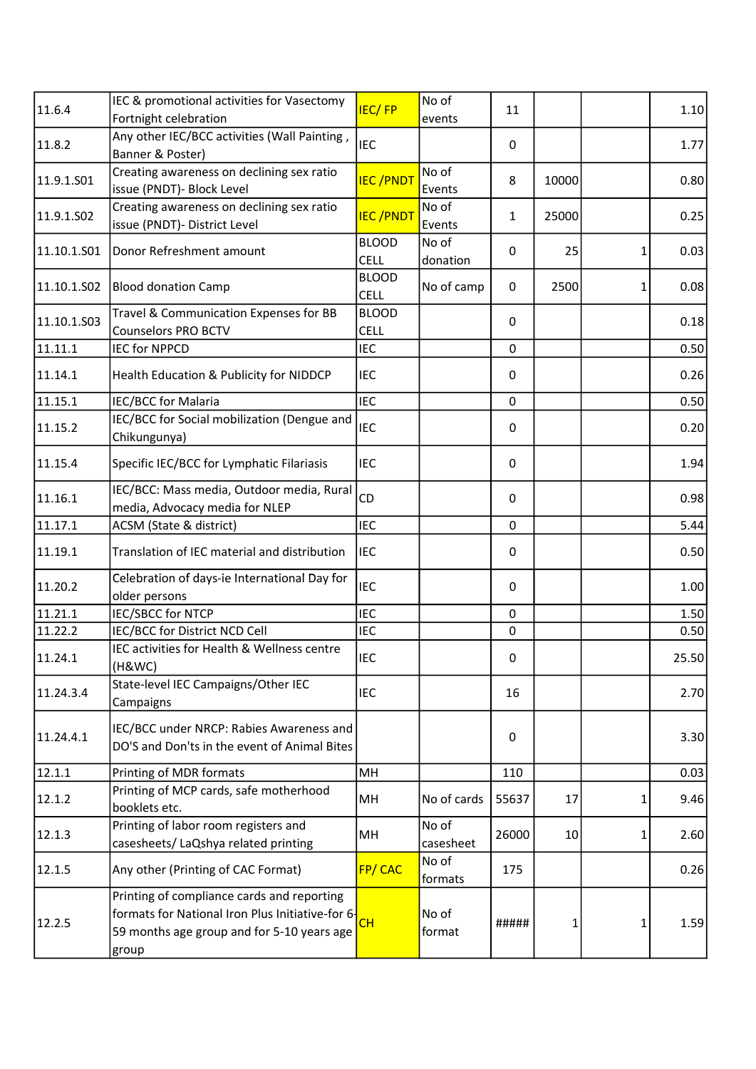| | | | | | | | |
|---|---|---|---|---|---|---|---|
| 11.6.4 | IEC & promotional activities for Vasectomy Fortnight celebration | IEC/ FP | No of events | 11 | | | 1.10 |
| 11.8.2 | Any other IEC/BCC activities (Wall Painting , Banner & Poster) | IEC | | 0 | | | 1.77 |
| 11.9.1.S01 | Creating awareness on declining sex ratio issue (PNDT)- Block Level | IEC /PNDT | No of Events | 8 | 10000 | | 0.80 |
| 11.9.1.S02 | Creating awareness on declining sex ratio issue (PNDT)- District Level | IEC /PNDT | No of Events | 1 | 25000 | | 0.25 |
| 11.10.1.S01 | Donor Refreshment amount | BLOOD CELL | No of donation | 0 | 25 | 1 | 0.03 |
| 11.10.1.S02 | Blood donation Camp | BLOOD CELL | No of camp | 0 | 2500 | 1 | 0.08 |
| 11.10.1.S03 | Travel & Communication Expenses for BB Counselors PRO BCTV | BLOOD CELL | | 0 | | | 0.18 |
| 11.11.1 | IEC for NPPCD | IEC | | 0 | | | 0.50 |
| 11.14.1 | Health Education & Publicity for NIDDCP | IEC | | 0 | | | 0.26 |
| 11.15.1 | IEC/BCC for Malaria | IEC | | 0 | | | 0.50 |
| 11.15.2 | IEC/BCC for Social mobilization (Dengue and Chikungunya) | IEC | | 0 | | | 0.20 |
| 11.15.4 | Specific IEC/BCC for Lymphatic Filariasis | IEC | | 0 | | | 1.94 |
| 11.16.1 | IEC/BCC: Mass media, Outdoor media, Rural media, Advocacy media for NLEP | CD | | 0 | | | 0.98 |
| 11.17.1 | ACSM (State & district) | IEC | | 0 | | | 5.44 |
| 11.19.1 | Translation of IEC material and distribution | IEC | | 0 | | | 0.50 |
| 11.20.2 | Celebration of days-ie International Day for older persons | IEC | | 0 | | | 1.00 |
| 11.21.1 | IEC/SBCC for NTCP | IEC | | 0 | | | 1.50 |
| 11.22.2 | IEC/BCC for District NCD Cell | IEC | | 0 | | | 0.50 |
| 11.24.1 | IEC activities for Health & Wellness centre (H&WC) | IEC | | 0 | | | 25.50 |
| 11.24.3.4 | State-level IEC Campaigns/Other IEC Campaigns | IEC | | 16 | | | 2.70 |
| 11.24.4.1 | IEC/BCC under NRCP: Rabies Awareness and DO'S and Don'ts in the event of Animal Bites | | | 0 | | | 3.30 |
| 12.1.1 | Printing of MDR formats | MH | | 110 | | | 0.03 |
| 12.1.2 | Printing of MCP cards, safe motherhood booklets etc. | MH | No of cards | 55637 | 17 | 1 | 9.46 |
| 12.1.3 | Printing of labor room registers and casesheets/ LaQshya related printing | MH | No of casesheet | 26000 | 10 | 1 | 2.60 |
| 12.1.5 | Any other (Printing of CAC Format) | FP/ CAC | No of formats | 175 | | | 0.26 |
| 12.2.5 | Printing of compliance cards and reporting formats for National Iron Plus Initiative-for 6-59 months age group and for 5-10 years age group | CH | No of format | ##### | 1 | 1 | 1.59 |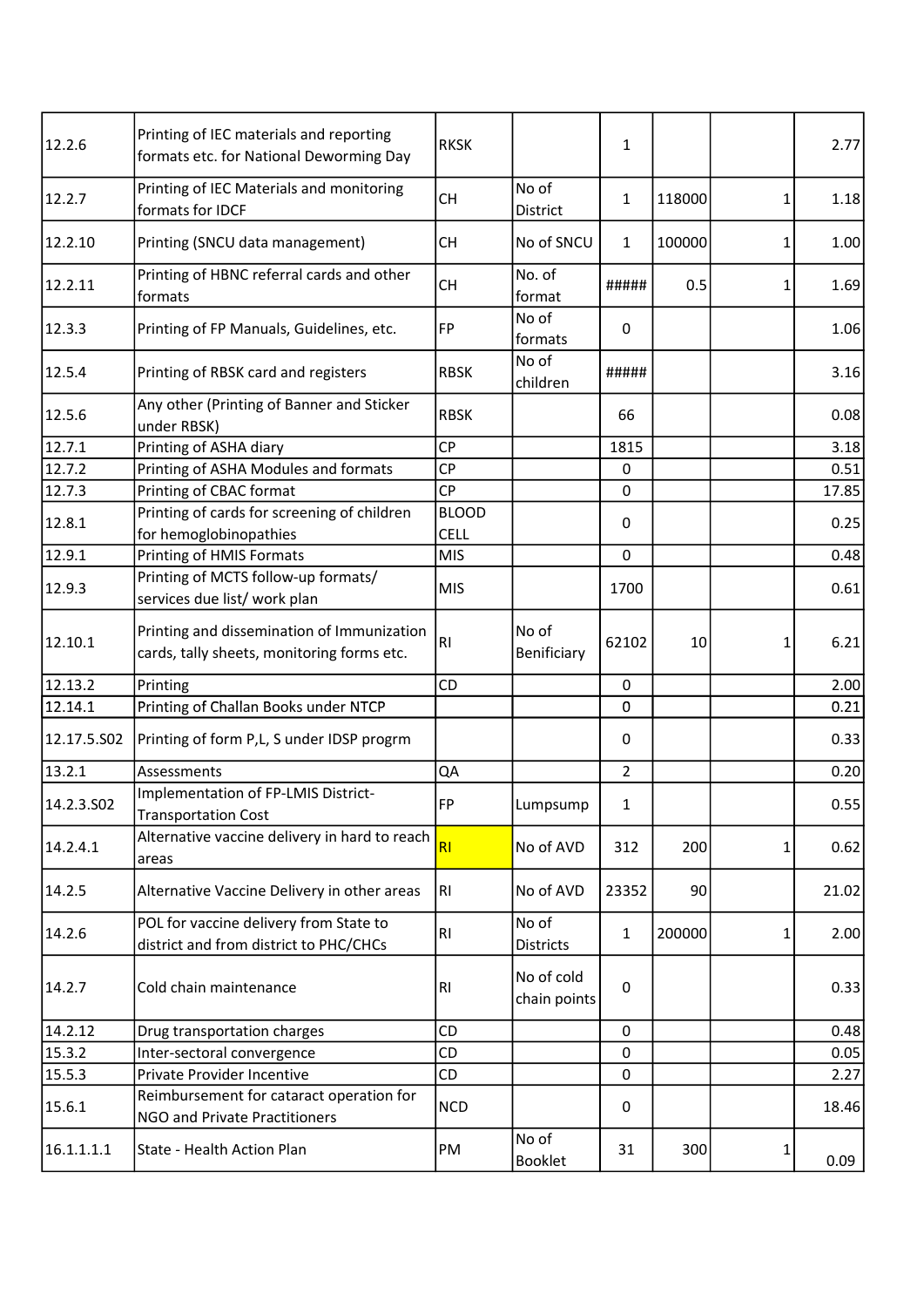| | | | | | | | |
|---|---|---|---|---|---|---|---|
| 12.2.6 | Printing of IEC materials and reporting formats etc. for National Deworming Day | RKSK | | 1 | | | 2.77 |
| 12.2.7 | Printing of IEC Materials and monitoring formats for IDCF | CH | No of District | 1 | 118000 | 1 | 1.18 |
| 12.2.10 | Printing (SNCU data management) | CH | No of SNCU | 1 | 100000 | 1 | 1.00 |
| 12.2.11 | Printing of HBNC referral cards and other formats | CH | No. of format | ##### | 0.5 | 1 | 1.69 |
| 12.3.3 | Printing of FP Manuals, Guidelines, etc. | FP | No of formats | 0 | | | 1.06 |
| 12.5.4 | Printing of RBSK card and registers | RBSK | No of children | ##### | | | 3.16 |
| 12.5.6 | Any other (Printing of Banner and Sticker under RBSK) | RBSK | | 66 | | | 0.08 |
| 12.7.1 | Printing of ASHA diary | CP | | 1815 | | | 3.18 |
| 12.7.2 | Printing of ASHA Modules and formats | CP | | 0 | | | 0.51 |
| 12.7.3 | Printing of CBAC format | CP | | 0 | | | 17.85 |
| 12.8.1 | Printing of cards for screening of children for hemoglobinopathies | BLOOD CELL | | 0 | | | 0.25 |
| 12.9.1 | Printing of HMIS Formats | MIS | | 0 | | | 0.48 |
| 12.9.3 | Printing of MCTS follow-up formats/ services due list/ work plan | MIS | | 1700 | | | 0.61 |
| 12.10.1 | Printing and dissemination of Immunization cards, tally sheets, monitoring forms etc. | RI | No of Benificiary | 62102 | 10 | 1 | 6.21 |
| 12.13.2 | Printing | CD | | 0 | | | 2.00 |
| 12.14.1 | Printing of Challan Books under NTCP | | | 0 | | | 0.21 |
| 12.17.5.S02 | Printing of form P,L, S under IDSP progrm | | | 0 | | | 0.33 |
| 13.2.1 | Assessments | QA | | 2 | | | 0.20 |
| 14.2.3.S02 | Implementation of FP-LMIS District-Transportation Cost | FP | Lumpsump | 1 | | | 0.55 |
| 14.2.4.1 | Alternative vaccine delivery in hard to reach areas | RI | No of AVD | 312 | 200 | 1 | 0.62 |
| 14.2.5 | Alternative Vaccine Delivery in other areas | RI | No of AVD | 23352 | 90 | | 21.02 |
| 14.2.6 | POL for vaccine delivery from State to district and from district to PHC/CHCs | RI | No of Districts | 1 | 200000 | 1 | 2.00 |
| 14.2.7 | Cold chain maintenance | RI | No of cold chain points | 0 | | | 0.33 |
| 14.2.12 | Drug transportation charges | CD | | 0 | | | 0.48 |
| 15.3.2 | Inter-sectoral convergence | CD | | 0 | | | 0.05 |
| 15.5.3 | Private Provider Incentive | CD | | 0 | | | 2.27 |
| 15.6.1 | Reimbursement for cataract operation for NGO and Private Practitioners | NCD | | 0 | | | 18.46 |
| 16.1.1.1.1 | State - Health Action Plan | PM | No of Booklet | 31 | 300 | 1 | 0.09 |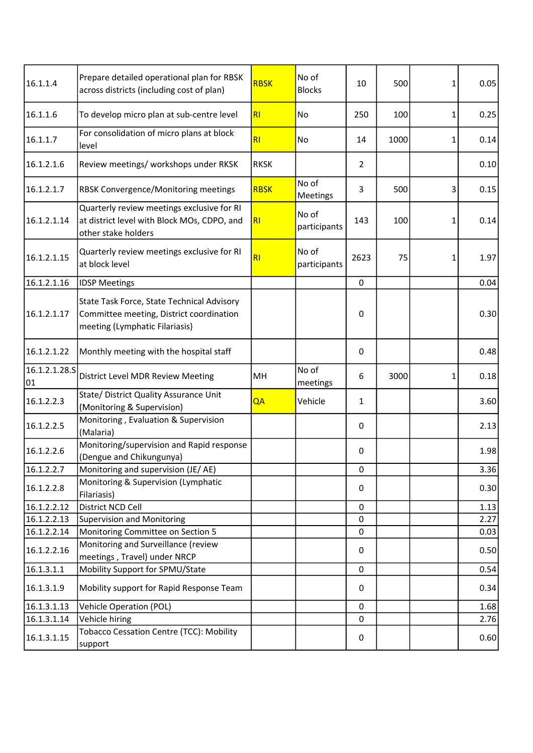| | | | | | | | |
|---|---|---|---|---|---|---|---|
| 16.1.1.4 | Prepare detailed operational plan for RBSK across districts (including cost of plan) | RBSK | No of Blocks | 10 | 500 | 1 | 0.05 |
| 16.1.1.6 | To develop micro plan at sub-centre level | RI | No | 250 | 100 | 1 | 0.25 |
| 16.1.1.7 | For consolidation of micro plans at block level | RI | No | 14 | 1000 | 1 | 0.14 |
| 16.1.2.1.6 | Review meetings/ workshops under RKSK | RKSK | | 2 | | | 0.10 |
| 16.1.2.1.7 | RBSK Convergence/Monitoring meetings | RBSK | No of Meetings | 3 | 500 | 3 | 0.15 |
| 16.1.2.1.14 | Quarterly review meetings exclusive for RI at district level with Block MOs, CDPO, and other stake holders | RI | No of participants | 143 | 100 | 1 | 0.14 |
| 16.1.2.1.15 | Quarterly review meetings exclusive for RI at block level | RI | No of participants | 2623 | 75 | 1 | 1.97 |
| 16.1.2.1.16 | IDSP Meetings | | | 0 | | | 0.04 |
| 16.1.2.1.17 | State Task Force, State Technical Advisory Committee meeting, District coordination meeting (Lymphatic Filariasis) | | | 0 | | | 0.30 |
| 16.1.2.1.22 | Monthly meeting with the hospital staff | | | 0 | | | 0.48 |
| 16.1.2.1.28.S01 | District Level MDR Review Meeting | MH | No of meetings | 6 | 3000 | 1 | 0.18 |
| 16.1.2.2.3 | State/ District Quality Assurance Unit (Monitoring & Supervision) | QA | Vehicle | 1 | | | 3.60 |
| 16.1.2.2.5 | Monitoring , Evaluation & Supervision (Malaria) | | | 0 | | | 2.13 |
| 16.1.2.2.6 | Monitoring/supervision and Rapid response (Dengue and Chikungunya) | | | 0 | | | 1.98 |
| 16.1.2.2.7 | Monitoring and supervision (JE/ AE) | | | 0 | | | 3.36 |
| 16.1.2.2.8 | Monitoring & Supervision (Lymphatic Filariasis) | | | 0 | | | 0.30 |
| 16.1.2.2.12 | District NCD Cell | | | 0 | | | 1.13 |
| 16.1.2.2.13 | Supervision and Monitoring | | | 0 | | | 2.27 |
| 16.1.2.2.14 | Monitoring Committee on Section 5 | | | 0 | | | 0.03 |
| 16.1.2.2.16 | Monitoring and Surveillance (review meetings , Travel) under NRCP | | | 0 | | | 0.50 |
| 16.1.3.1.1 | Mobility Support for SPMU/State | | | 0 | | | 0.54 |
| 16.1.3.1.9 | Mobility support for Rapid Response Team | | | 0 | | | 0.34 |
| 16.1.3.1.13 | Vehicle Operation (POL) | | | 0 | | | 1.68 |
| 16.1.3.1.14 | Vehicle hiring | | | 0 | | | 2.76 |
| 16.1.3.1.15 | Tobacco Cessation Centre (TCC): Mobility support | | | 0 | | | 0.60 |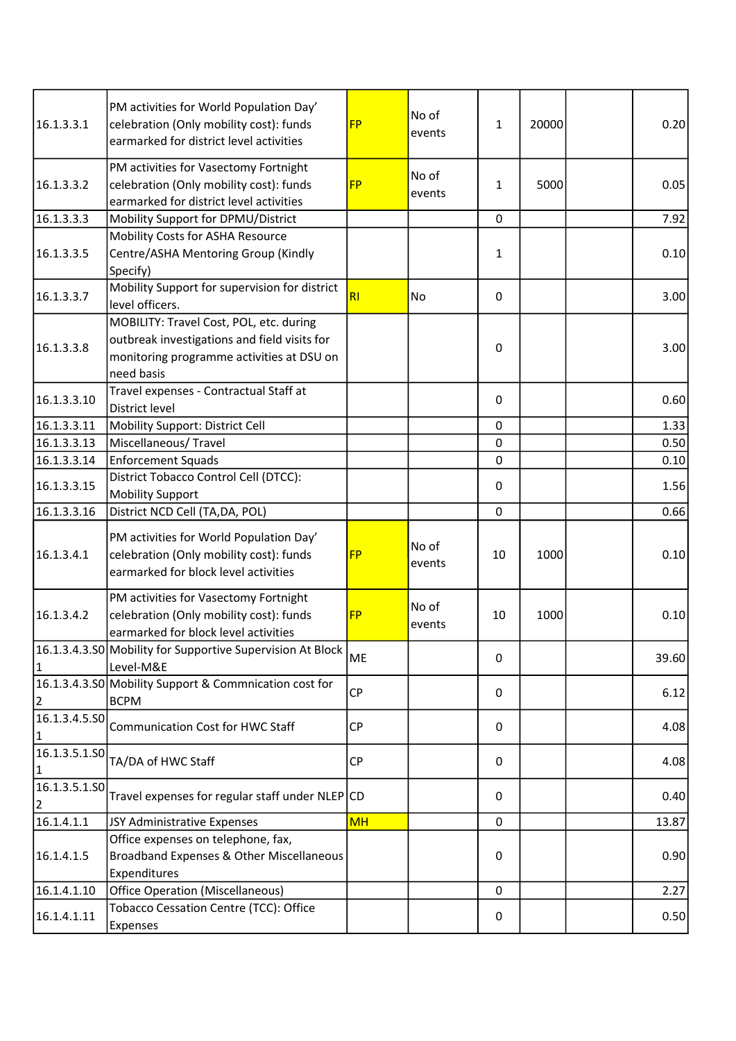| | | | | | | | |
|---|---|---|---|---|---|---|---|
| 16.1.3.3.1 | PM activities for World Population Day' celebration (Only mobility cost): funds earmarked for district level activities | FP | No of events | 1 | 20000 | | 0.20 |
| 16.1.3.3.2 | PM activities for Vasectomy Fortnight celebration (Only mobility cost): funds earmarked for district level activities | FP | No of events | 1 | 5000 | | 0.05 |
| 16.1.3.3.3 | Mobility Support for DPMU/District | | | 0 | | | 7.92 |
| 16.1.3.3.5 | Mobility Costs for ASHA Resource Centre/ASHA Mentoring Group (Kindly Specify) | | | 1 | | | 0.10 |
| 16.1.3.3.7 | Mobility Support for supervision for district level officers. | RI | No | 0 | | | 3.00 |
| 16.1.3.3.8 | MOBILITY: Travel Cost, POL, etc. during outbreak investigations and field visits for monitoring programme activities at DSU on need basis | | | 0 | | | 3.00 |
| 16.1.3.3.10 | Travel expenses - Contractual Staff at District level | | | 0 | | | 0.60 |
| 16.1.3.3.11 | Mobility Support: District Cell | | | 0 | | | 1.33 |
| 16.1.3.3.13 | Miscellaneous/ Travel | | | 0 | | | 0.50 |
| 16.1.3.3.14 | Enforcement Squads | | | 0 | | | 0.10 |
| 16.1.3.3.15 | District Tobacco Control Cell (DTCC): Mobility Support | | | 0 | | | 1.56 |
| 16.1.3.3.16 | District NCD Cell (TA,DA, POL) | | | 0 | | | 0.66 |
| 16.1.3.4.1 | PM activities for World Population Day' celebration (Only mobility cost): funds earmarked for block level activities | FP | No of events | 10 | 1000 | | 0.10 |
| 16.1.3.4.2 | PM activities for Vasectomy Fortnight celebration (Only mobility cost): funds earmarked for block level activities | FP | No of events | 10 | 1000 | | 0.10 |
| 16.1.3.4.3.S01 | Mobility for Supportive Supervision At Block Level-M&E | ME | | 0 | | | 39.60 |
| 16.1.3.4.3.S02 | Mobility Support & Commnication cost for BCPM | CP | | 0 | | | 6.12 |
| 16.1.3.4.5.S01 | Communication Cost for HWC Staff | CP | | 0 | | | 4.08 |
| 16.1.3.5.1.S01 | TA/DA of HWC Staff | CP | | 0 | | | 4.08 |
| 16.1.3.5.1.S02 | Travel expenses for regular staff under NLEP | CD | | 0 | | | 0.40 |
| 16.1.4.1.1 | JSY Administrative Expenses | MH | | 0 | | | 13.87 |
| 16.1.4.1.5 | Office expenses on telephone, fax, Broadband Expenses & Other Miscellaneous Expenditures | | | 0 | | | 0.90 |
| 16.1.4.1.10 | Office Operation (Miscellaneous) | | | 0 | | | 2.27 |
| 16.1.4.1.11 | Tobacco Cessation Centre (TCC): Office Expenses | | | 0 | | | 0.50 |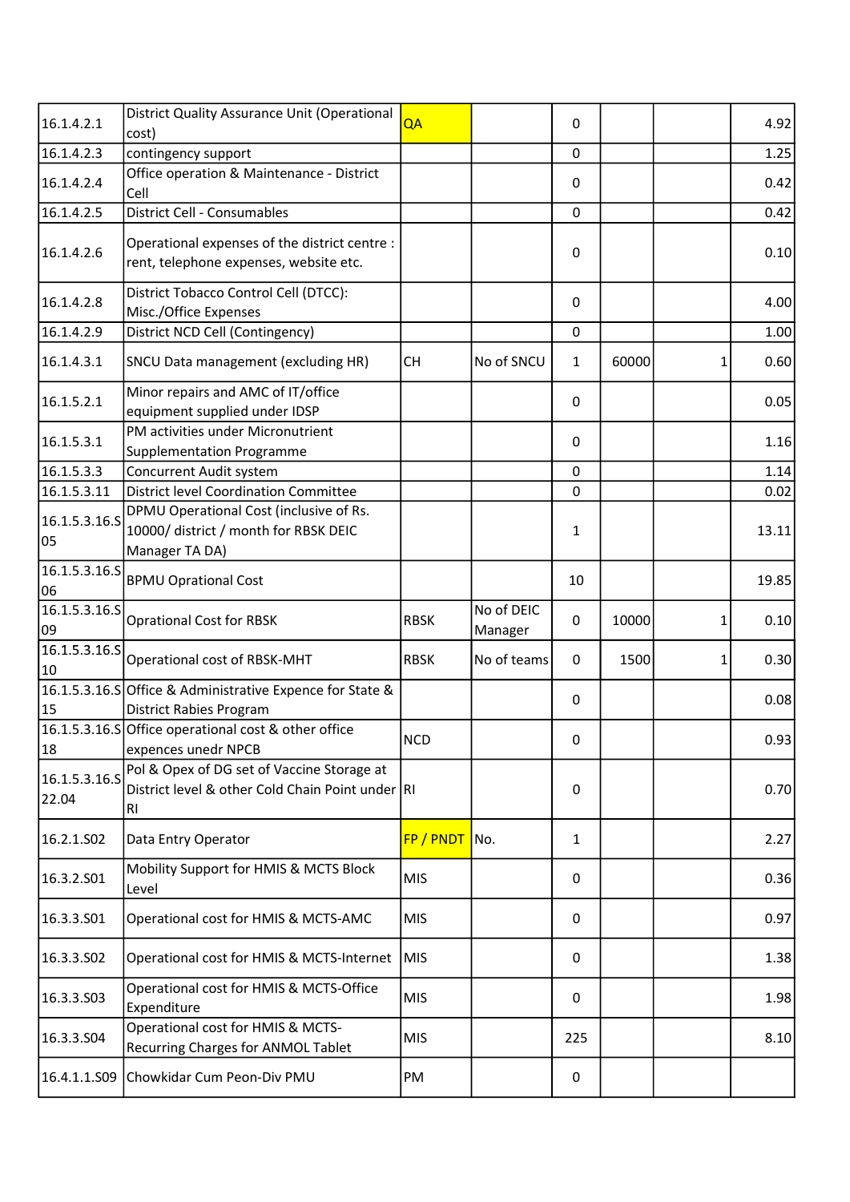| | | | | | | | |
|---|---|---|---|---|---|---|---|
| 16.1.4.2.1 | District Quality Assurance Unit (Operational cost) | QA | | 0 | | | 4.92 |
| 16.1.4.2.3 | contingency support | | | 0 | | | 1.25 |
| 16.1.4.2.4 | Office operation & Maintenance - District Cell | | | 0 | | | 0.42 |
| 16.1.4.2.5 | District Cell - Consumables | | | 0 | | | 0.42 |
| 16.1.4.2.6 | Operational expenses of the district centre : rent, telephone expenses, website etc. | | | 0 | | | 0.10 |
| 16.1.4.2.8 | District Tobacco Control Cell (DTCC): Misc./Office Expenses | | | 0 | | | 4.00 |
| 16.1.4.2.9 | District NCD Cell (Contingency) | | | 0 | | | 1.00 |
| 16.1.4.3.1 | SNCU Data management (excluding HR) | CH | No of SNCU | 1 | 60000 | 1 | 0.60 |
| 16.1.5.2.1 | Minor repairs and AMC of IT/office equipment supplied under IDSP | | | 0 | | | 0.05 |
| 16.1.5.3.1 | PM activities under Micronutrient Supplementation Programme | | | 0 | | | 1.16 |
| 16.1.5.3.3 | Concurrent Audit system | | | 0 | | | 1.14 |
| 16.1.5.3.11 | District level Coordination Committee | | | 0 | | | 0.02 |
| 16.1.5.3.16.S05 | DPMU Operational Cost (inclusive of Rs. 10000/ district / month for RBSK DEIC Manager TA DA) | | | 1 | | | 13.11 |
| 16.1.5.3.16.S06 | BPMU Oprational Cost | | | 10 | | | 19.85 |
| 16.1.5.3.16.S09 | Oprational Cost for RBSK | RBSK | No of DEIC Manager | 0 | 10000 | 1 | 0.10 |
| 16.1.5.3.16.S10 | Operational cost of RBSK-MHT | RBSK | No of teams | 0 | 1500 | 1 | 0.30 |
| 16.1.5.3.16.S15 | Office & Administrative Expence for State & District Rabies Program | | | 0 | | | 0.08 |
| 16.1.5.3.16.S18 | Office operational cost & other office expences unedr NPCB | NCD | | 0 | | | 0.93 |
| 16.1.5.3.16.S22.04 | Pol & Opex of DG set of Vaccine Storage at District level & other Cold Chain Point under RI | RI | | 0 | | | 0.70 |
| 16.2.1.S02 | Data Entry Operator | FP / PNDT | No. | 1 | | | 2.27 |
| 16.3.2.S01 | Mobility Support for HMIS & MCTS Block Level | MIS | | 0 | | | 0.36 |
| 16.3.3.S01 | Operational cost for HMIS & MCTS-AMC | MIS | | 0 | | | 0.97 |
| 16.3.3.S02 | Operational cost for HMIS & MCTS-Internet | MIS | | 0 | | | 1.38 |
| 16.3.3.S03 | Operational cost for HMIS & MCTS-Office Expenditure | MIS | | 0 | | | 1.98 |
| 16.3.3.S04 | Operational cost for HMIS & MCTS-Recurring Charges for ANMOL Tablet | MIS | | 225 | | | 8.10 |
| 16.4.1.1.S09 | Chowkidar Cum Peon-Div PMU | PM | | 0 | | | |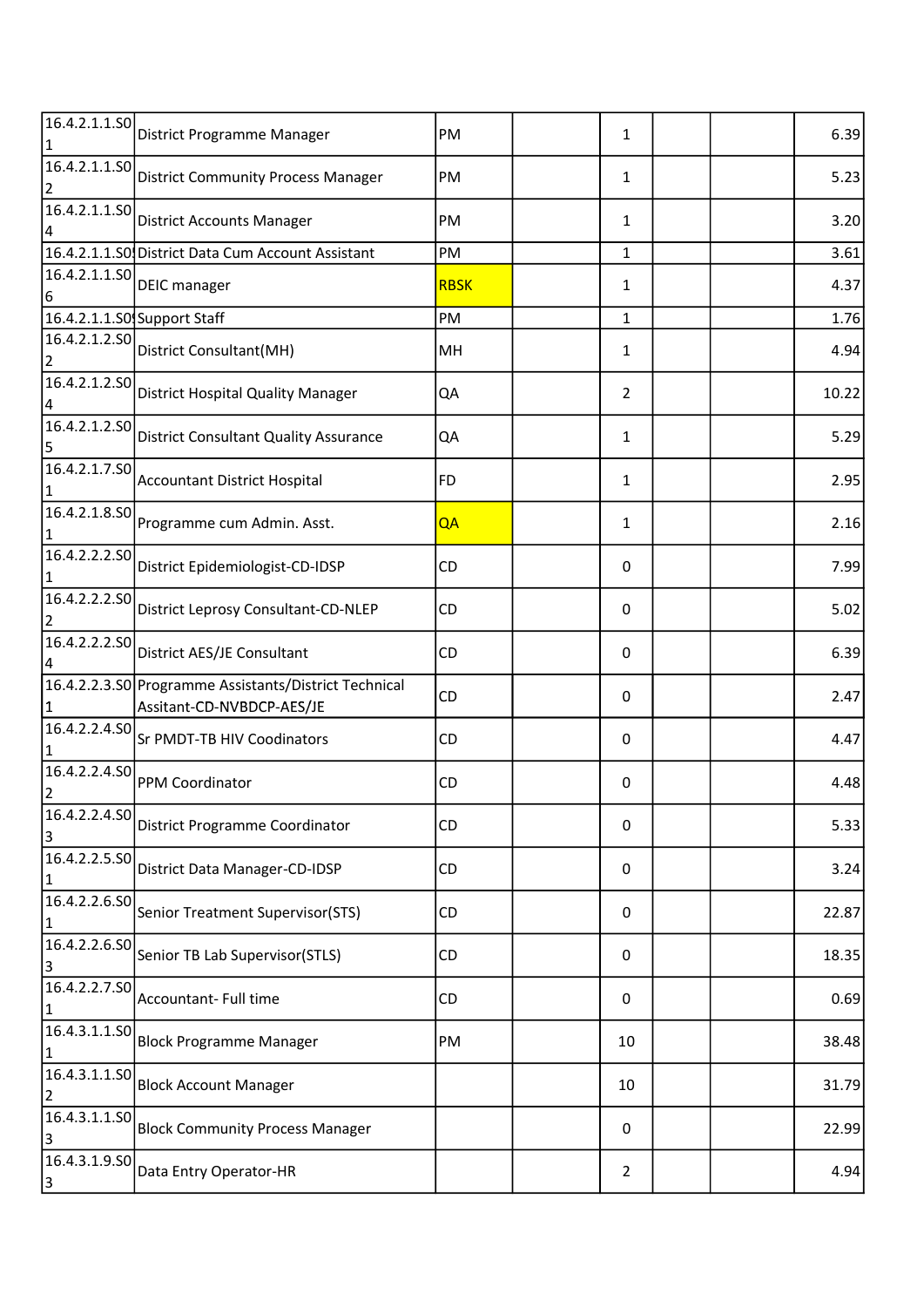| | | | | | | | |
|---|---|---|---|---|---|---|---|
| 16.4.2.1.1.S01 | District Programme Manager | PM | | 1 | | | 6.39 |
| 16.4.2.1.1.S02 | District Community Process Manager | PM | | 1 | | | 5.23 |
| 16.4.2.1.1.S04 | District Accounts Manager | PM | | 1 | | | 3.20 |
| 16.4.2.1.1.S0! | District Data Cum Account Assistant | PM | | 1 | | | 3.61 |
| 16.4.2.1.1.S06 | DEIC manager | RBSK | | 1 | | | 4.37 |
| 16.4.2.1.1.S0! | Support Staff | PM | | 1 | | | 1.76 |
| 16.4.2.1.2.S02 | District Consultant(MH) | MH | | 1 | | | 4.94 |
| 16.4.2.1.2.S04 | District Hospital Quality Manager | QA | | 2 | | | 10.22 |
| 16.4.2.1.2.S05 | District Consultant Quality Assurance | QA | | 1 | | | 5.29 |
| 16.4.2.1.7.S01 | Accountant District Hospital | FD | | 1 | | | 2.95 |
| 16.4.2.1.8.S01 | Programme cum Admin. Asst. | QA | | 1 | | | 2.16 |
| 16.4.2.2.2.S01 | District Epidemiologist-CD-IDSP | CD | | 0 | | | 7.99 |
| 16.4.2.2.2.S02 | District Leprosy Consultant-CD-NLEP | CD | | 0 | | | 5.02 |
| 16.4.2.2.2.S04 | District AES/JE Consultant | CD | | 0 | | | 6.39 |
| 16.4.2.2.3.S01 | Programme Assistants/District Technical Assitant-CD-NVBDCP-AES/JE | CD | | 0 | | | 2.47 |
| 16.4.2.2.4.S01 | Sr PMDT-TB HIV Coodinators | CD | | 0 | | | 4.47 |
| 16.4.2.2.4.S02 | PPM Coordinator | CD | | 0 | | | 4.48 |
| 16.4.2.2.4.S03 | District Programme Coordinator | CD | | 0 | | | 5.33 |
| 16.4.2.2.5.S01 | District Data Manager-CD-IDSP | CD | | 0 | | | 3.24 |
| 16.4.2.2.6.S01 | Senior Treatment Supervisor(STS) | CD | | 0 | | | 22.87 |
| 16.4.2.2.6.S03 | Senior TB Lab Supervisor(STLS) | CD | | 0 | | | 18.35 |
| 16.4.2.2.7.S01 | Accountant- Full time | CD | | 0 | | | 0.69 |
| 16.4.3.1.1.S01 | Block Programme Manager | PM | | 10 | | | 38.48 |
| 16.4.3.1.1.S02 | Block Account Manager | | | 10 | | | 31.79 |
| 16.4.3.1.1.S03 | Block Community Process Manager | | | 0 | | | 22.99 |
| 16.4.3.1.9.S03 | Data Entry Operator-HR | | | 2 | | | 4.94 |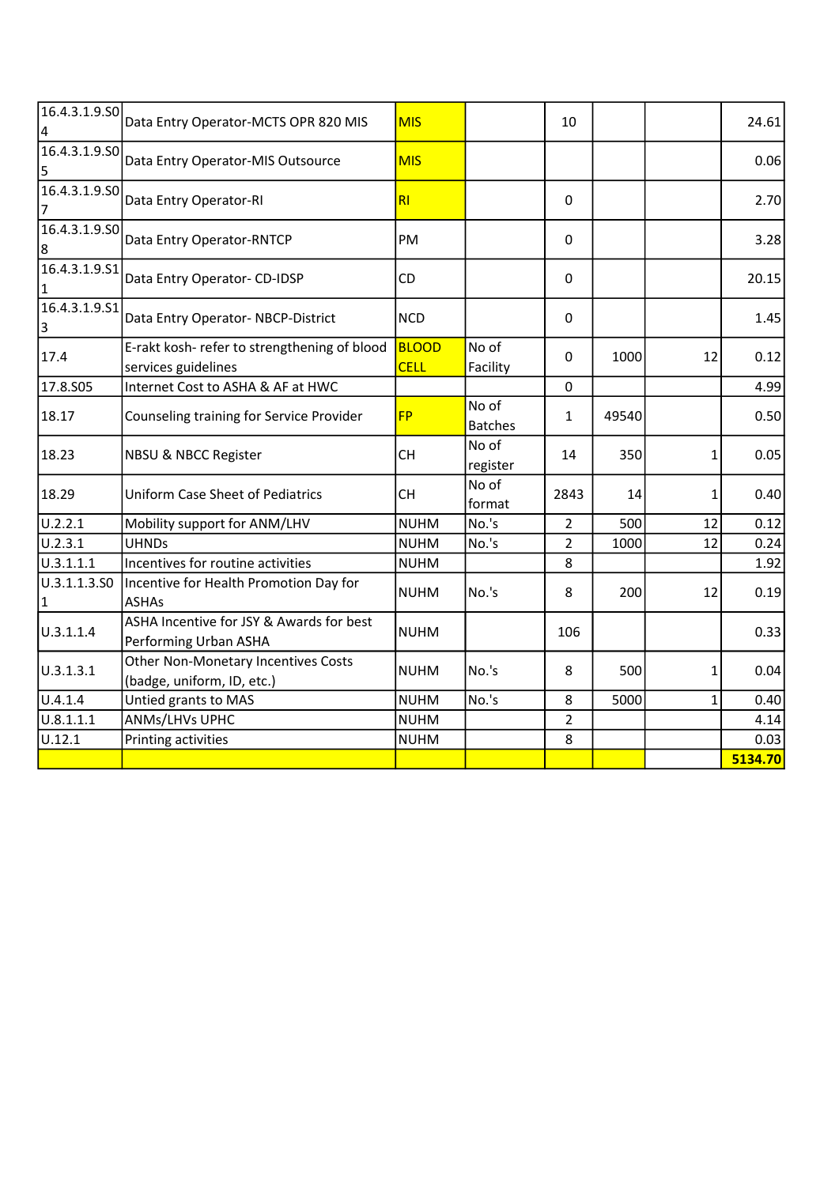| | | | | | | | |
|---|---|---|---|---|---|---|---|
| 16.4.3.1.9.S04 | Data Entry Operator-MCTS OPR 820 MIS | MIS | | 10 | | | 24.61 |
| 16.4.3.1.9.S05 | Data Entry Operator-MIS Outsource | MIS | | | | | 0.06 |
| 16.4.3.1.9.S07 | Data Entry Operator-RI | RI | | 0 | | | 2.70 |
| 16.4.3.1.9.S08 | Data Entry Operator-RNTCP | PM | | 0 | | | 3.28 |
| 16.4.3.1.9.S11 | Data Entry Operator- CD-IDSP | CD | | 0 | | | 20.15 |
| 16.4.3.1.9.S13 | Data Entry Operator- NBCP-District | NCD | | 0 | | | 1.45 |
| 17.4 | E-rakt kosh- refer to strengthening of blood services guidelines | BLOOD CELL | No of Facility | 0 | 1000 | 12 | 0.12 |
| 17.8.S05 | Internet Cost to ASHA & AF at HWC | | | 0 | | | 4.99 |
| 18.17 | Counseling training for Service Provider | FP | No of Batches | 1 | 49540 | | 0.50 |
| 18.23 | NBSU & NBCC Register | CH | No of register | 14 | 350 | 1 | 0.05 |
| 18.29 | Uniform Case Sheet of Pediatrics | CH | No of format | 2843 | 14 | 1 | 0.40 |
| U.2.2.1 | Mobility support for ANM/LHV | NUHM | No.'s | 2 | 500 | 12 | 0.12 |
| U.2.3.1 | UHNDs | NUHM | No.'s | 2 | 1000 | 12 | 0.24 |
| U.3.1.1.1 | Incentives for routine activities | NUHM | | 8 | | | 1.92 |
| U.3.1.1.3.S01 | Incentive for Health Promotion Day for ASHAs | NUHM | No.'s | 8 | 200 | 12 | 0.19 |
| U.3.1.1.4 | ASHA Incentive for JSY & Awards for best Performing Urban ASHA | NUHM | | 106 | | | 0.33 |
| U.3.1.3.1 | Other Non-Monetary Incentives Costs (badge, uniform, ID, etc.) | NUHM | No.'s | 8 | 500 | 1 | 0.04 |
| U.4.1.4 | Untied grants to MAS | NUHM | No.'s | 8 | 5000 | 1 | 0.40 |
| U.8.1.1.1 | ANMs/LHVs UPHC | NUHM | | 2 | | | 4.14 |
| U.12.1 | Printing activities | NUHM | | 8 | | | 0.03 |
| | | | | | | | **5134.70** |